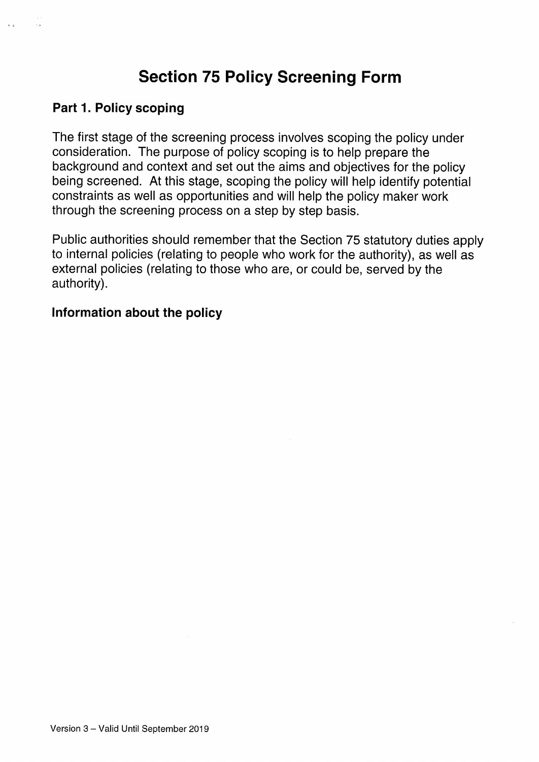# Section 75 Policy Screening Form

## Part 1. Policy scoping

The first stage of the screening process involves scoping the policy under consideration. The purpose of policy scoping is to help prepare the background and context and set out the aims and objectives for the policy being screened. At this stage, scoping the policy will help identify potential constraints as well as opportunities and will help the policy maker work through the screening process on a step by step basis.

Public authorities should remember that the Section 75 statutory duties apply to internal policies (relating to people who work for the authority), as well as external policies (relating to those who are, or could be, served by the authority).

### Information about the policy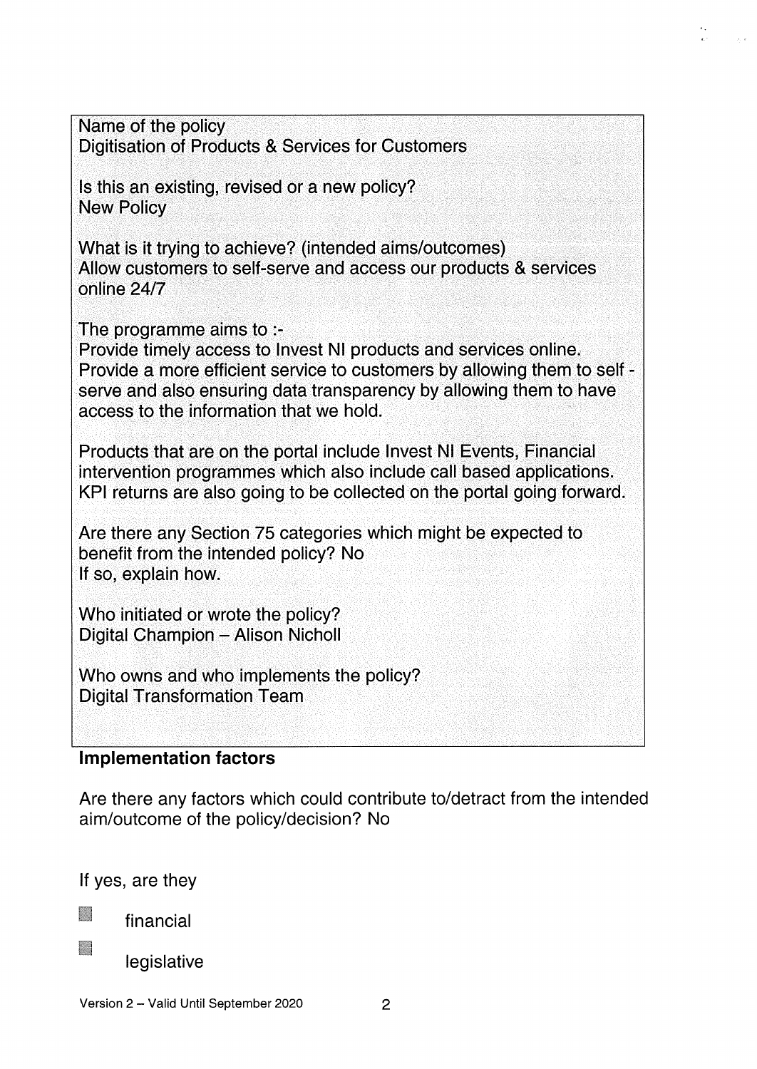Name of the policy
Digitisation of Products & Services for Customers

Is this an existing, revised or a new policy?
New Policy

What is it trying to achieve? (intended aims/outcomes)
Allow customers to self-serve and access our products & services online 24/7

The programme aims to :-
Provide timely access to Invest NI products and services online.
Provide a more efficient service to customers by allowing them to self - serve and also ensuring data transparency by allowing them to have access to the information that we hold.

Products that are on the portal include Invest NI Events, Financial intervention programmes which also include call based applications. KPI returns are also going to be collected on the portal going forward.

Are there any Section 75 categories which might be expected to benefit from the intended policy? No
If so, explain how.

Who initiated or wrote the policy?
Digital Champion – Alison Nicholl

Who owns and who implements the policy?
Digital Transformation Team

**Implementation factors**

Are there any factors which could contribute to/detract from the intended aim/outcome of the policy/decision? No

If yes, are they

- financial
- legislative

Version 2 – Valid Until September 2020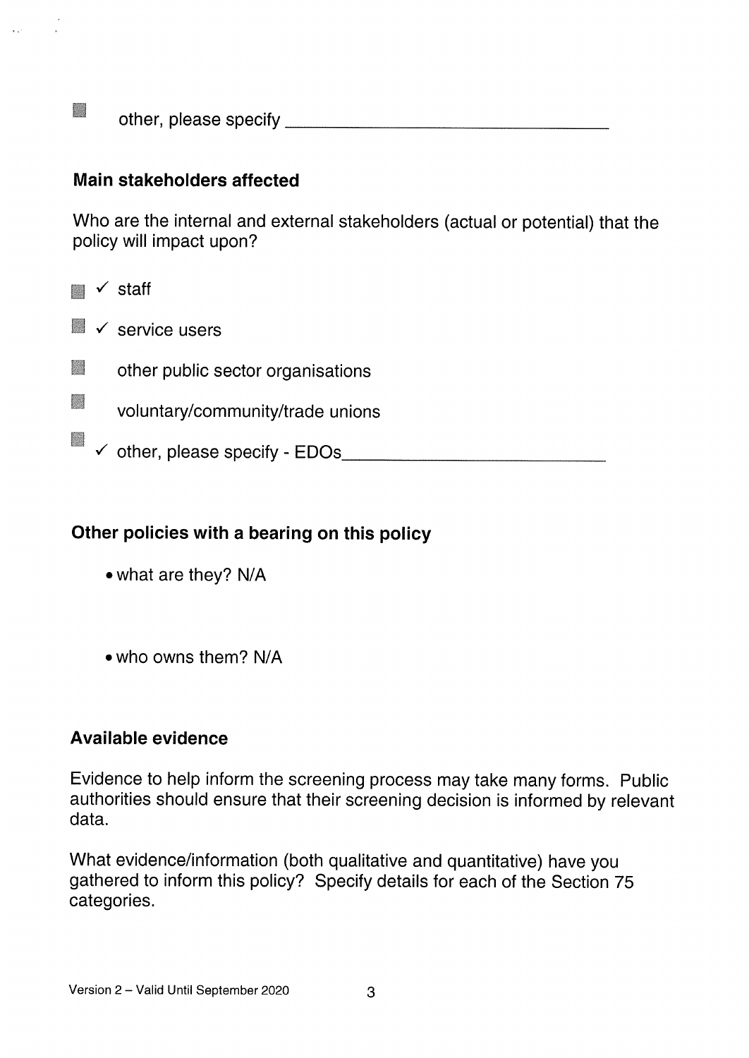- other, please specify ______________________________

**Main stakeholders affected**

Who are the internal and external stakeholders (actual or potential) that the policy will impact upon?

- ✓ staff
- ✓ service users
- other public sector organisations
- voluntary/community/trade unions
- ✓ other, please specify - EDOs______________________________

**Other policies with a bearing on this policy**

- what are they? N/A

- who owns them? N/A

**Available evidence**

Evidence to help inform the screening process may take many forms. Public authorities should ensure that their screening decision is informed by relevant data.

What evidence/information (both qualitative and quantitative) have you gathered to inform this policy? Specify details for each of the Section 75 categories.

Version 2 – Valid Until September 2020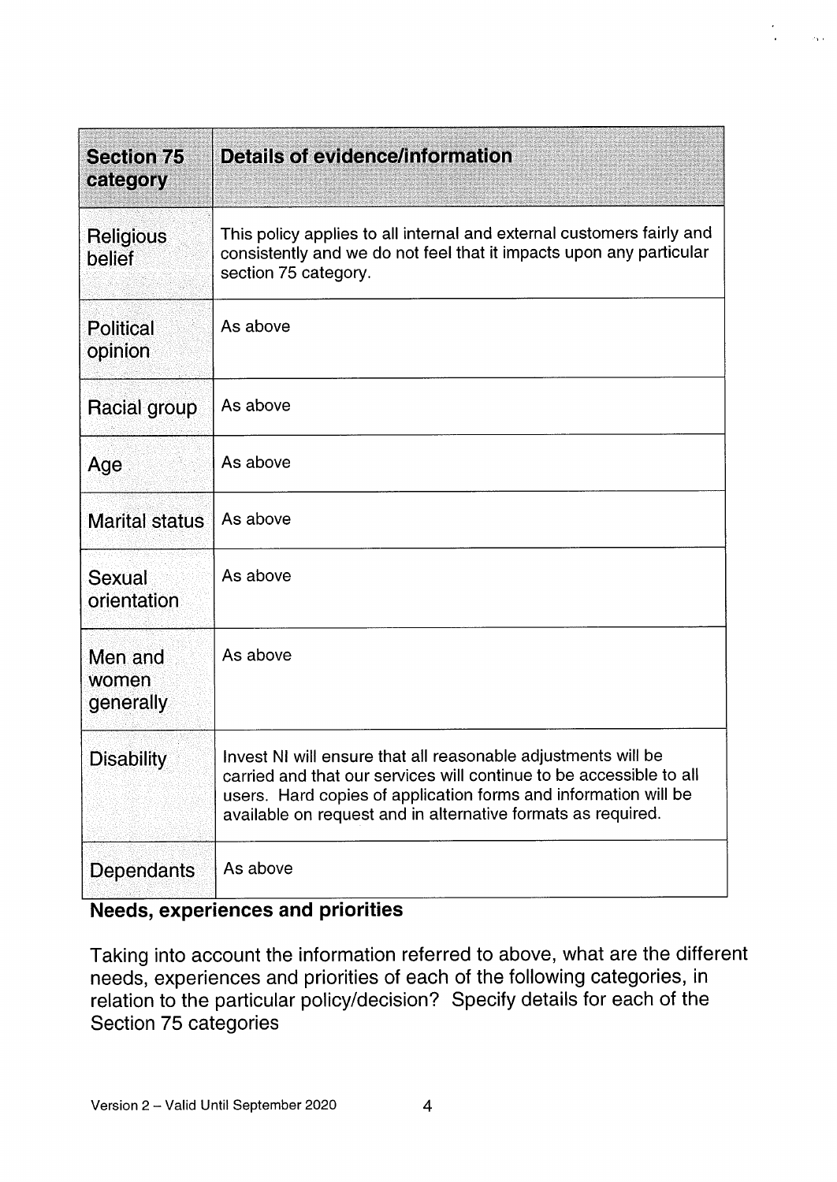| Section 75 category | Details of evidence/information |
|---|---|
| Religious belief | This policy applies to all internal and external customers fairly and consistently and we do not feel that it impacts upon any particular section 75 category. |
| Political opinion | As above |
| Racial group | As above |
| Age | As above |
| Marital status | As above |
| Sexual orientation | As above |
| Men and women generally | As above |
| Disability | Invest NI will ensure that all reasonable adjustments will be carried and that our services will continue to be accessible to all users. Hard copies of application forms and information will be available on request and in alternative formats as required. |
| Dependants | As above |

## Needs, experiences and priorities

Taking into account the information referred to above, what are the different needs, experiences and priorities of each of the following categories, in relation to the particular policy/decision? Specify details for each of the Section 75 categories

Version 2 – Valid Until September 2020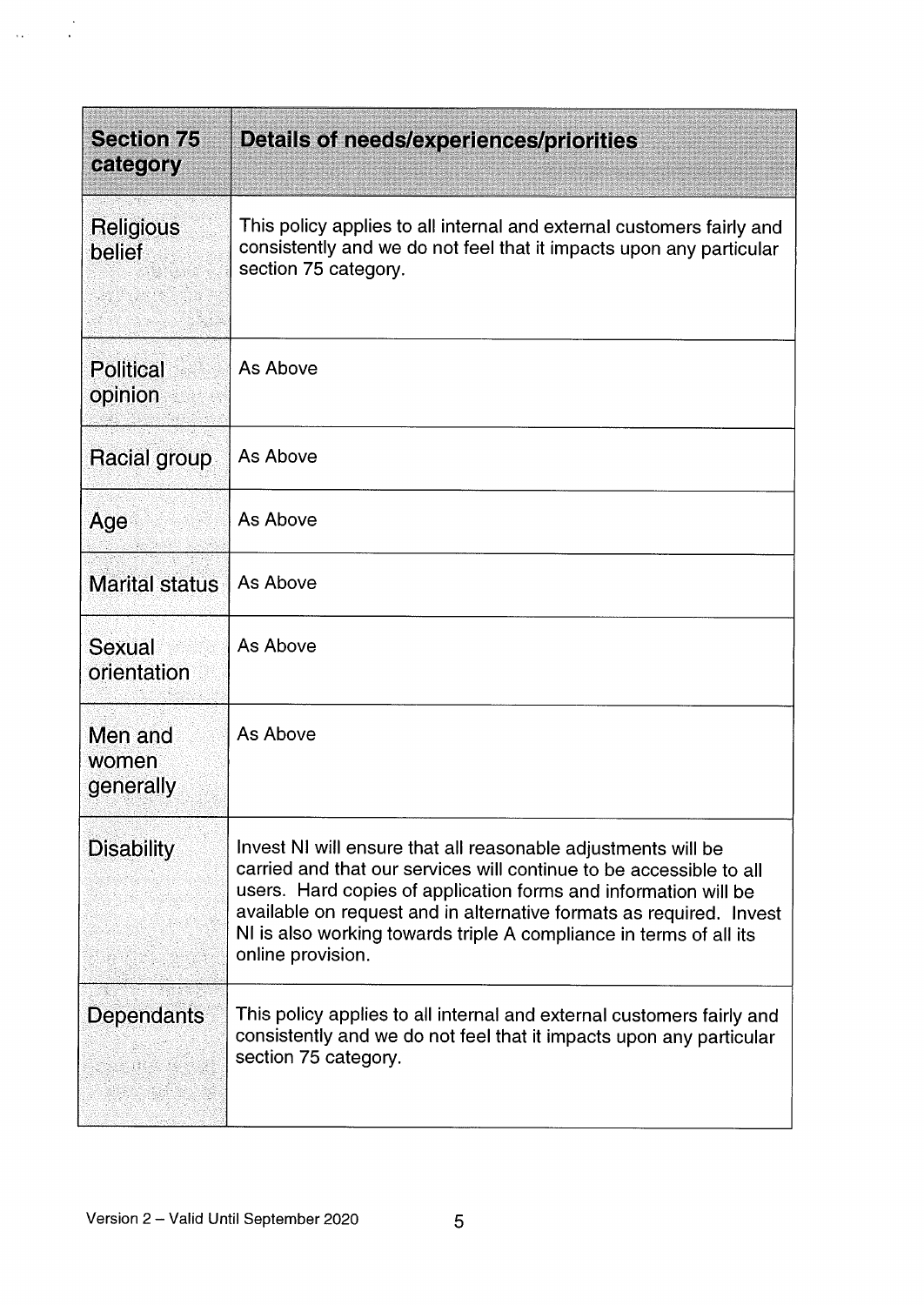| Section 75 category | Details of needs/experiences/priorities |
|---|---|
| Religious belief | This policy applies to all internal and external customers fairly and consistently and we do not feel that it impacts upon any particular section 75 category. |
| Political opinion | As Above |
| Racial group | As Above |
| Age | As Above |
| Marital status | As Above |
| Sexual orientation | As Above |
| Men and women generally | As Above |
| Disability | Invest NI will ensure that all reasonable adjustments will be carried and that our services will continue to be accessible to all users. Hard copies of application forms and information will be available on request and in alternative formats as required. Invest NI is also working towards triple A compliance in terms of all its online provision. |
| Dependants | This policy applies to all internal and external customers fairly and consistently and we do not feel that it impacts upon any particular section 75 category. |

Version 2 – Valid Until September 2020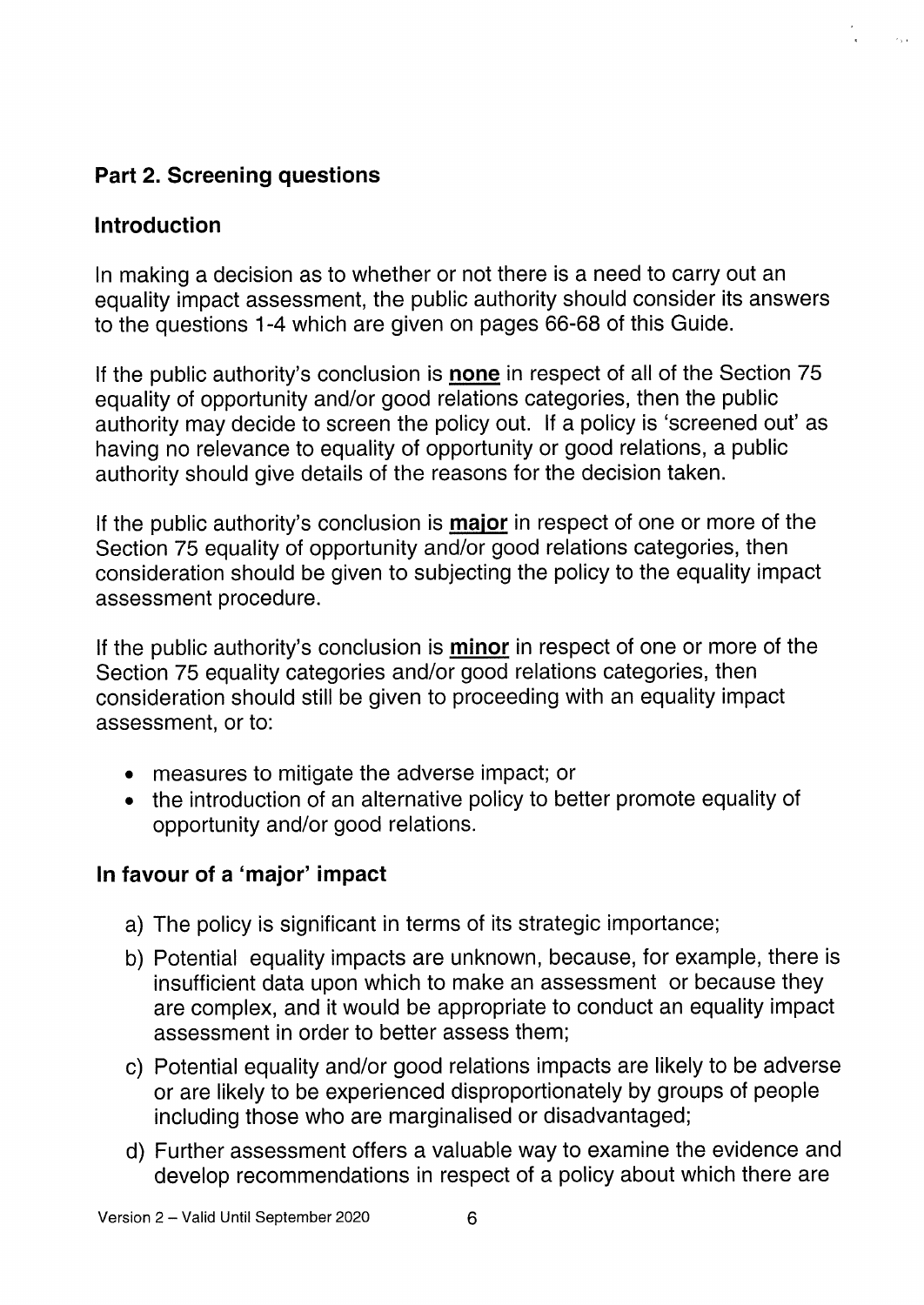## Part 2. Screening questions

### Introduction

In making a decision as to whether or not there is a need to carry out an equality impact assessment, the public authority should consider its answers to the questions 1-4 which are given on pages 66-68 of this Guide.

If the public authority's conclusion is **none** in respect of all of the Section 75 equality of opportunity and/or good relations categories, then the public authority may decide to screen the policy out. If a policy is 'screened out' as having no relevance to equality of opportunity or good relations, a public authority should give details of the reasons for the decision taken.

If the public authority's conclusion is **major** in respect of one or more of the Section 75 equality of opportunity and/or good relations categories, then consideration should be given to subjecting the policy to the equality impact assessment procedure.

If the public authority's conclusion is **minor** in respect of one or more of the Section 75 equality categories and/or good relations categories, then consideration should still be given to proceeding with an equality impact assessment, or to:

- measures to mitigate the adverse impact; or
- the introduction of an alternative policy to better promote equality of opportunity and/or good relations.

### In favour of a 'major' impact

a) The policy is significant in terms of its strategic importance;

b) Potential equality impacts are unknown, because, for example, there is insufficient data upon which to make an assessment or because they are complex, and it would be appropriate to conduct an equality impact assessment in order to better assess them;

c) Potential equality and/or good relations impacts are likely to be adverse or are likely to be experienced disproportionately by groups of people including those who are marginalised or disadvantaged;

d) Further assessment offers a valuable way to examine the evidence and develop recommendations in respect of a policy about which there are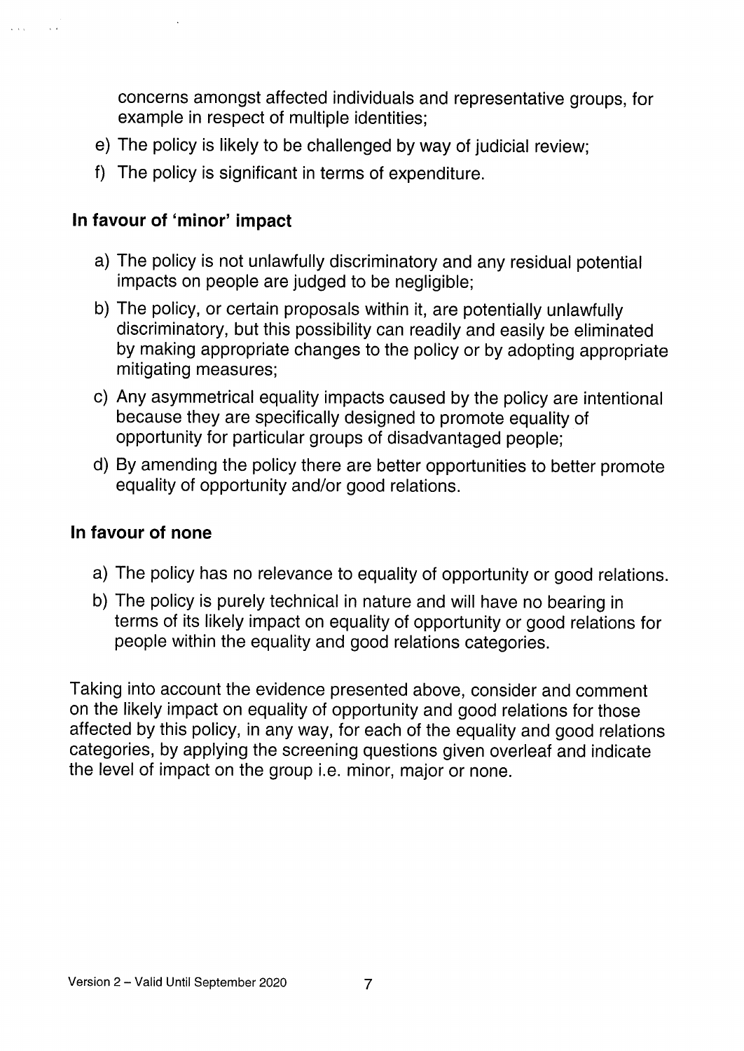concerns amongst affected individuals and representative groups, for example in respect of multiple identities;

e) The policy is likely to be challenged by way of judicial review;

f) The policy is significant in terms of expenditure.

**In favour of 'minor' impact**

a) The policy is not unlawfully discriminatory and any residual potential impacts on people are judged to be negligible;

b) The policy, or certain proposals within it, are potentially unlawfully discriminatory, but this possibility can readily and easily be eliminated by making appropriate changes to the policy or by adopting appropriate mitigating measures;

c) Any asymmetrical equality impacts caused by the policy are intentional because they are specifically designed to promote equality of opportunity for particular groups of disadvantaged people;

d) By amending the policy there are better opportunities to better promote equality of opportunity and/or good relations.

**In favour of none**

a) The policy has no relevance to equality of opportunity or good relations.

b) The policy is purely technical in nature and will have no bearing in terms of its likely impact on equality of opportunity or good relations for people within the equality and good relations categories.

Taking into account the evidence presented above, consider and comment on the likely impact on equality of opportunity and good relations for those affected by this policy, in any way, for each of the equality and good relations categories, by applying the screening questions given overleaf and indicate the level of impact on the group i.e. minor, major or none.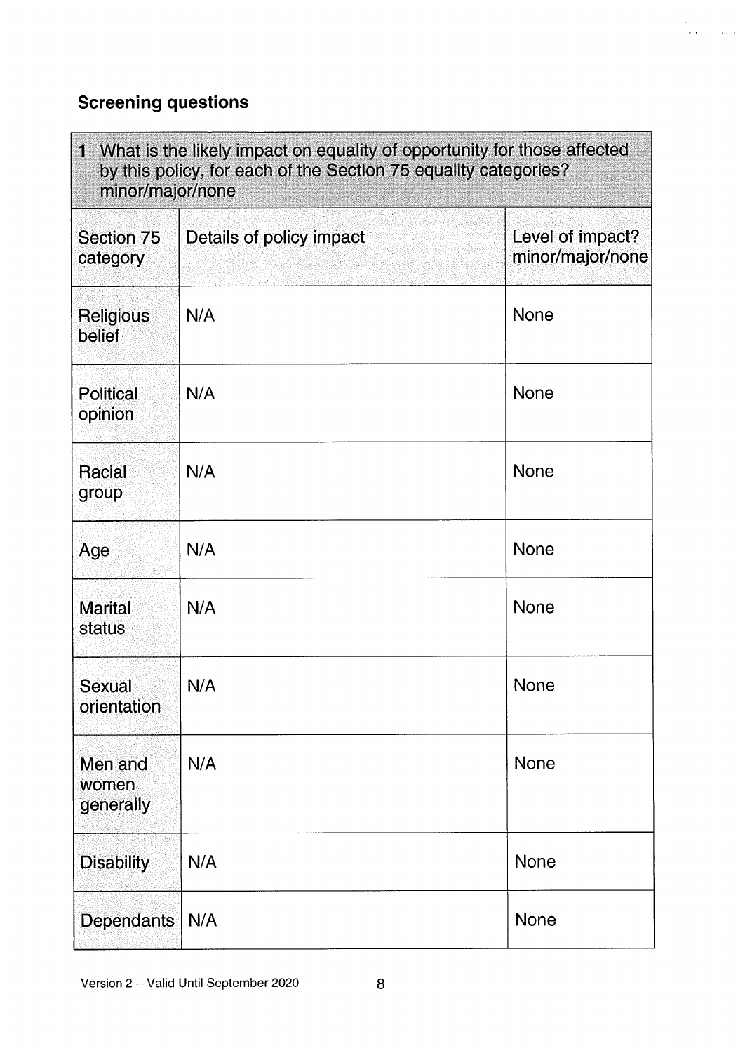## Screening questions

| 1 What is the likely impact on equality of opportunity for those affected by this policy, for each of the Section 75 equality categories? minor/major/none | | |
|---|---|---|
| Section 75 category | Details of policy impact | Level of impact? minor/major/none |
| Religious belief | N/A | None |
| Political opinion | N/A | None |
| Racial group | N/A | None |
| Age | N/A | None |
| Marital status | N/A | None |
| Sexual orientation | N/A | None |
| Men and women generally | N/A | None |
| Disability | N/A | None |
| Dependants | N/A | None |

Version 2 – Valid Until September 2020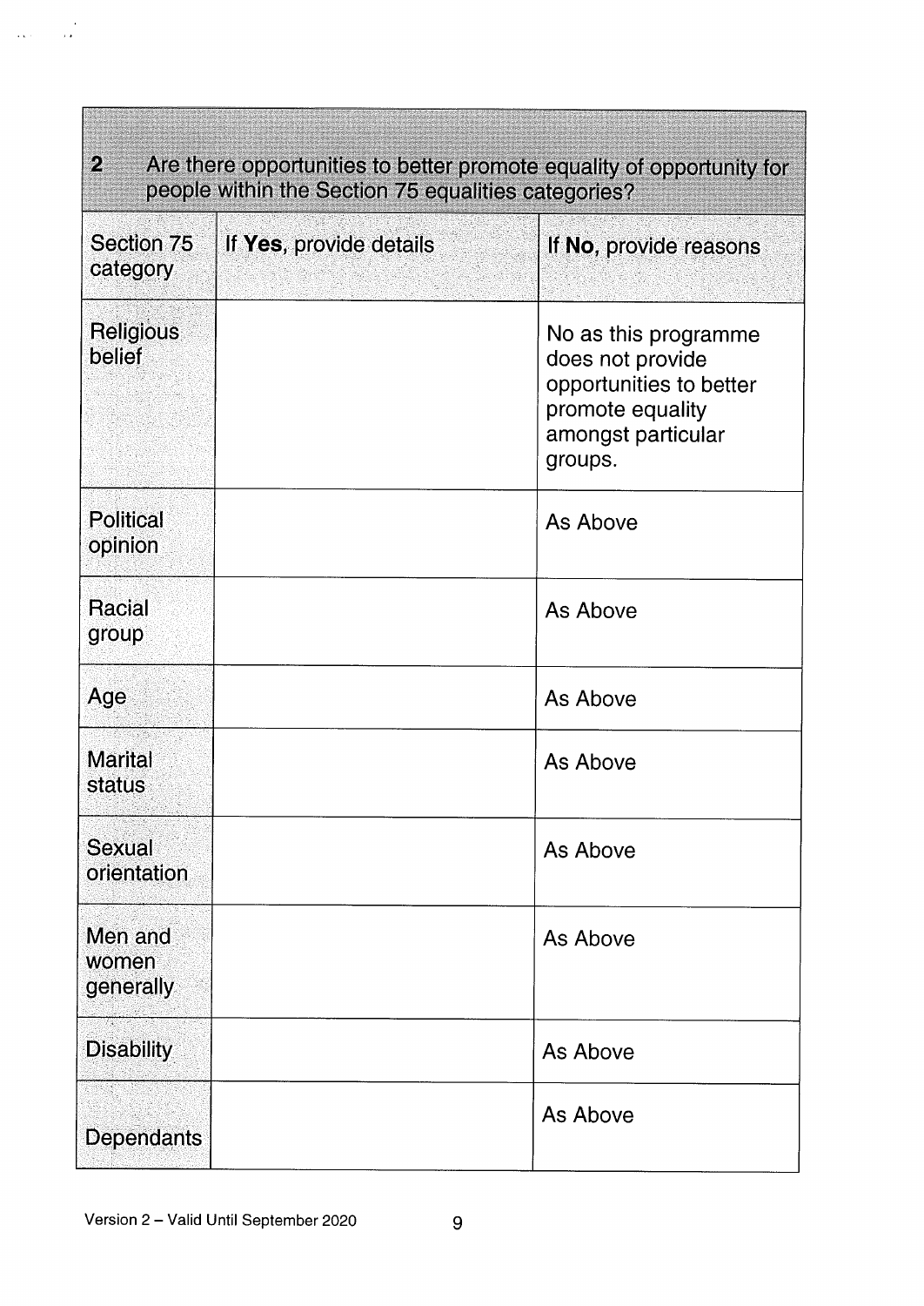| 2 Are there opportunities to better promote equality of opportunity for people within the Section 75 equalities categories? | | |
|---|---|---|
| **Section 75 category** | **If Yes, provide details** | **If No, provide reasons** |
| Religious belief | | No as this programme does not provide opportunities to better promote equality amongst particular groups. |
| Political opinion | | As Above |
| Racial group | | As Above |
| Age | | As Above |
| Marital status | | As Above |
| Sexual orientation | | As Above |
| Men and women generally | | As Above |
| Disability | | As Above |
| Dependants | | As Above |

Version 2 – Valid Until September 2020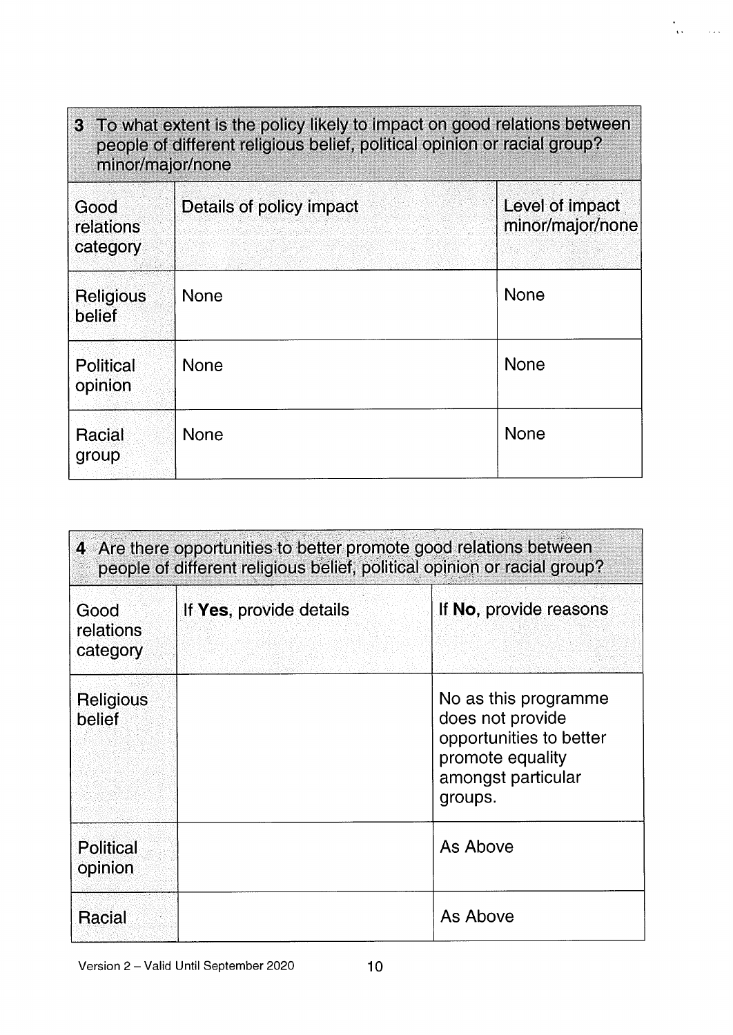| 3 To what extent is the policy likely to impact on good relations between people of different religious belief, political opinion or racial group? minor/major/none | | |
|---|---|---|
| Good relations category | Details of policy impact | Level of impact minor/major/none |
| Religious belief | None | None |
| Political opinion | None | None |
| Racial group | None | None |

| 4 Are there opportunities to better promote good relations between people of different religious belief, political opinion or racial group? | | |
|---|---|---|
| Good relations category | If **Yes**, provide details | If **No**, provide reasons |
| Religious belief | | No as this programme does not provide opportunities to better promote equality amongst particular groups. |
| Political opinion | | As Above |
| Racial | | As Above |

Version 2 – Valid Until September 2020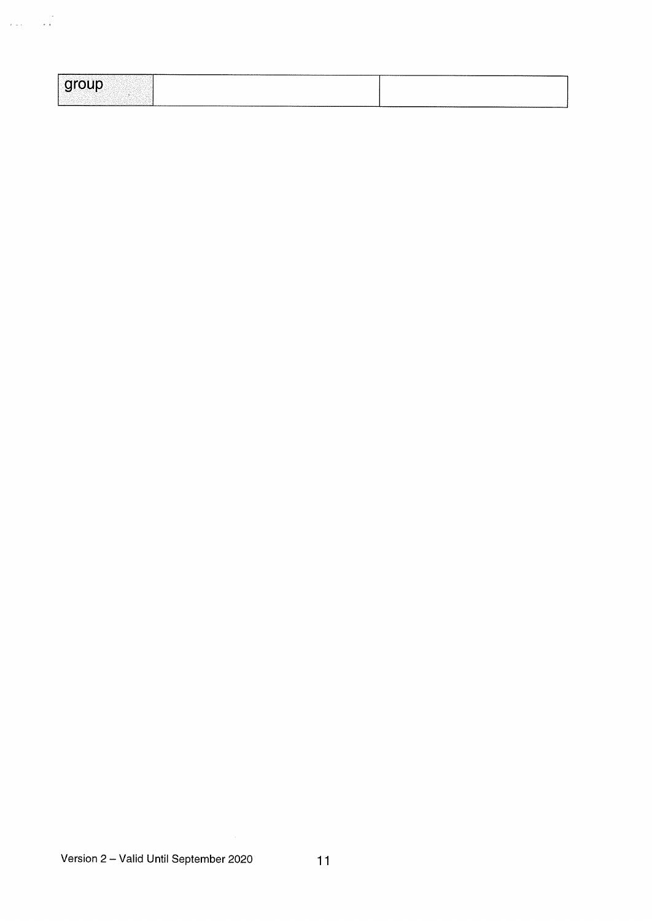| group | | |
|---|---|---|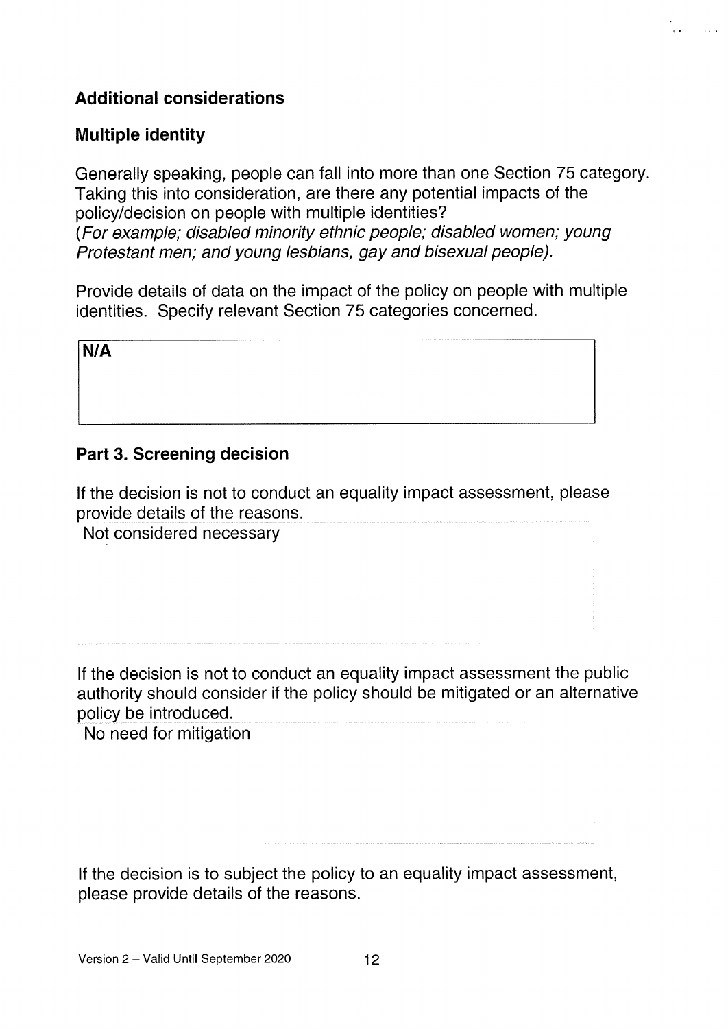### Additional considerations

### Multiple identity

Generally speaking, people can fall into more than one Section 75 category. Taking this into consideration, are there any potential impacts of the policy/decision on people with multiple identities?
*(For example; disabled minority ethnic people; disabled women; young Protestant men; and young lesbians, gay and bisexual people).*

Provide details of data on the impact of the policy on people with multiple identities. Specify relevant Section 75 categories concerned.

| **N/A** |
|---|

### Part 3. Screening decision

If the decision is not to conduct an equality impact assessment, please provide details of the reasons.

Not considered necessary

If the decision is not to conduct an equality impact assessment the public authority should consider if the policy should be mitigated or an alternative policy be introduced.

No need for mitigation

If the decision is to subject the policy to an equality impact assessment, please provide details of the reasons.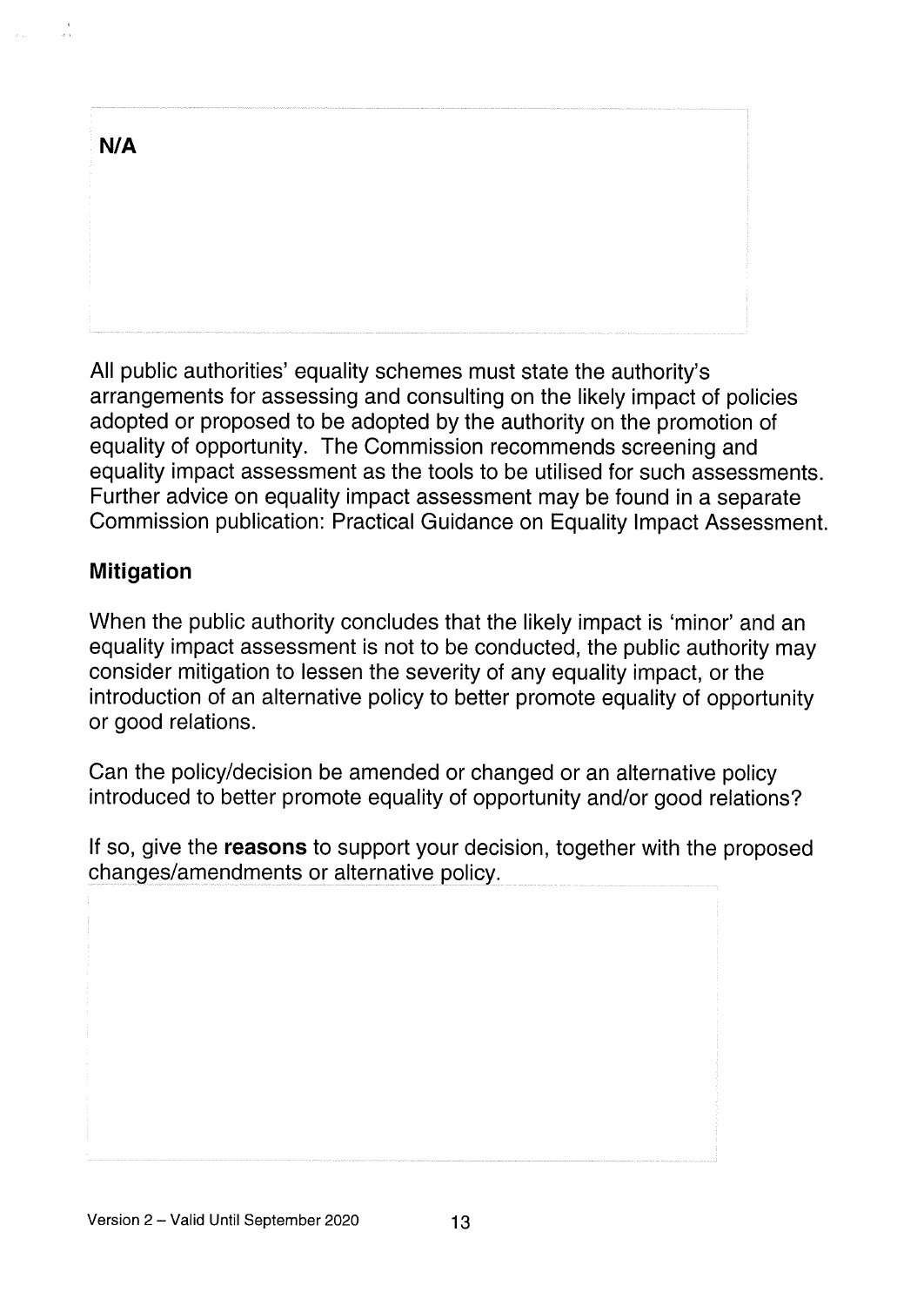**N/A**

All public authorities' equality schemes must state the authority's arrangements for assessing and consulting on the likely impact of policies adopted or proposed to be adopted by the authority on the promotion of equality of opportunity. The Commission recommends screening and equality impact assessment as the tools to be utilised for such assessments. Further advice on equality impact assessment may be found in a separate Commission publication: Practical Guidance on Equality Impact Assessment.

### Mitigation

When the public authority concludes that the likely impact is 'minor' and an equality impact assessment is not to be conducted, the public authority may consider mitigation to lessen the severity of any equality impact, or the introduction of an alternative policy to better promote equality of opportunity or good relations.

Can the policy/decision be amended or changed or an alternative policy introduced to better promote equality of opportunity and/or good relations?

If so, give the **reasons** to support your decision, together with the proposed changes/amendments or alternative policy.

Version 2 – Valid Until September 2020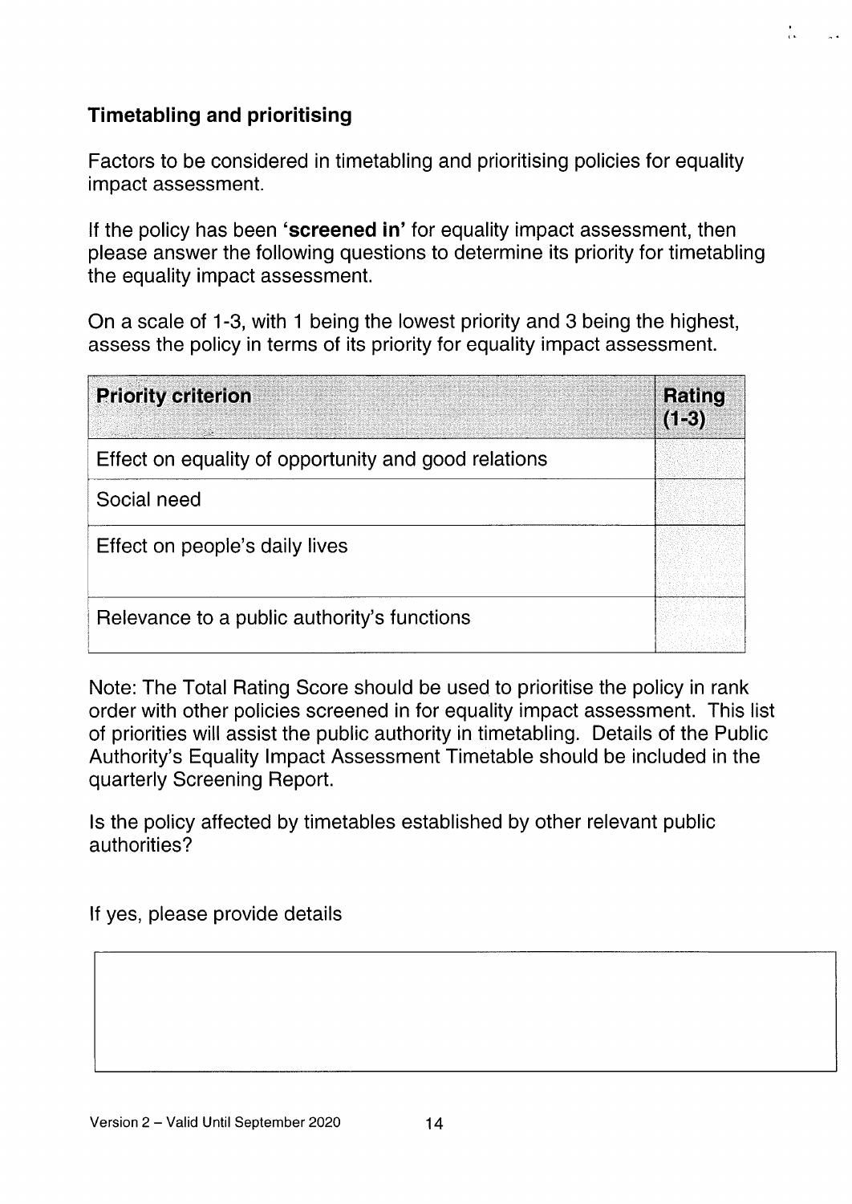## Timetabling and prioritising

Factors to be considered in timetabling and prioritising policies for equality impact assessment.

If the policy has been **'screened in'** for equality impact assessment, then please answer the following questions to determine its priority for timetabling the equality impact assessment.

On a scale of 1-3, with 1 being the lowest priority and 3 being the highest, assess the policy in terms of its priority for equality impact assessment.

| Priority criterion | Rating (1-3) |
| --- | --- |
| Effect on equality of opportunity and good relations | |
| Social need | |
| Effect on people's daily lives | |
| Relevance to a public authority's functions | |

Note: The Total Rating Score should be used to prioritise the policy in rank order with other policies screened in for equality impact assessment. This list of priorities will assist the public authority in timetabling. Details of the Public Authority's Equality Impact Assessment Timetable should be included in the quarterly Screening Report.

Is the policy affected by timetables established by other relevant public authorities?

If yes, please provide details

Version 2 – Valid Until September 2020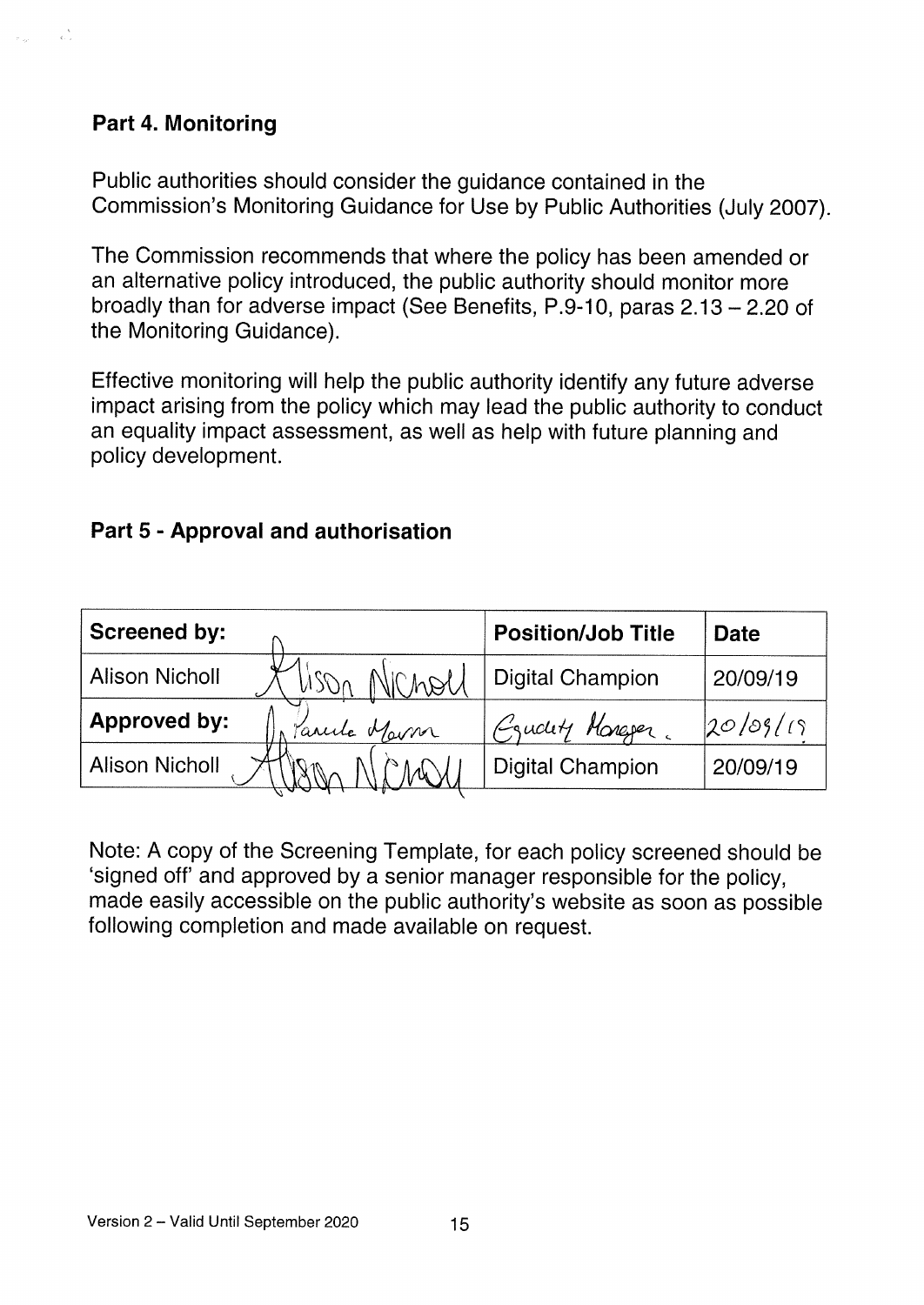## Part 4. Monitoring

Public authorities should consider the guidance contained in the Commission's Monitoring Guidance for Use by Public Authorities (July 2007).

The Commission recommends that where the policy has been amended or an alternative policy introduced, the public authority should monitor more broadly than for adverse impact (See Benefits, P.9-10, paras 2.13 – 2.20 of the Monitoring Guidance).

Effective monitoring will help the public authority identify any future adverse impact arising from the policy which may lead the public authority to conduct an equality impact assessment, as well as help with future planning and policy development.

## Part 5 - Approval and authorisation

| **Screened by:** | **Position/Job Title** | **Date** |
|---|---|---|
| Alison Nicholl | Digital Champion | 20/09/19 |
| **Approved by:** Pamela Mann | Equality Manager. | 20/09/19 |
| Alison Nicholl | Digital Champion | 20/09/19 |

Note: A copy of the Screening Template, for each policy screened should be 'signed off' and approved by a senior manager responsible for the policy, made easily accessible on the public authority's website as soon as possible following completion and made available on request.